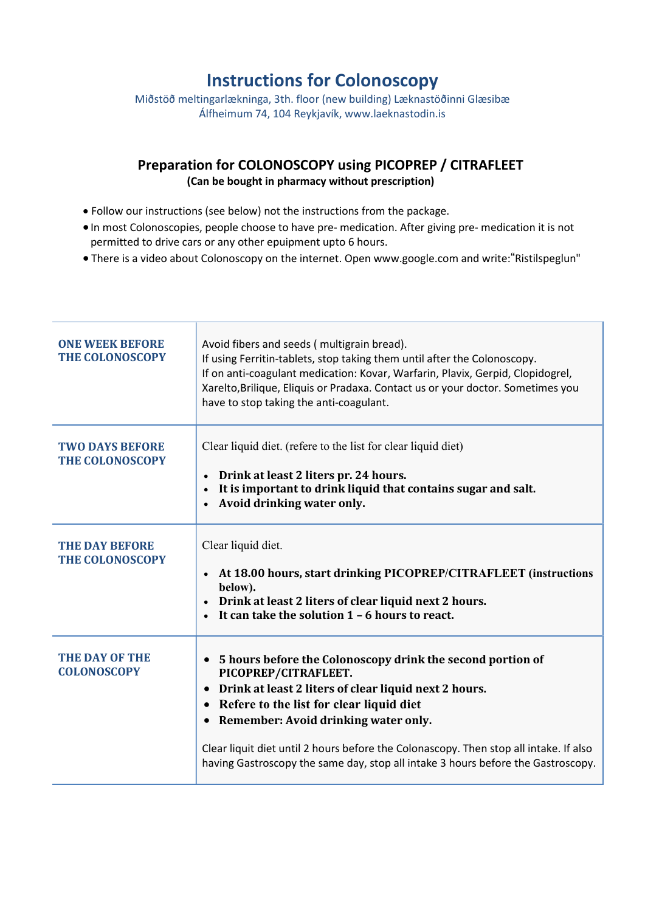# Instructions for Colonoscopy

Miðstöð meltingarlækninga, 3th. floor (new building) Læknastöðinni Glæsibæ
Álfheimum 74, 104 Reykjavík, www.laeknastodin.is

## Preparation for COLONOSCOPY using PICOPREP / CITRAFLEET

**(Can be bought in pharmacy without prescription)**

- Follow our instructions (see below) not the instructions from the package.
- In most Colonoscopies, people choose to have pre- medication. After giving pre- medication it is not permitted to drive cars or any other epuipment upto 6 hours.
- There is a video about Colonoscopy on the internet. Open www.google.com and write:"Ristilspeglun"

| | |
|---|---|
| **ONE WEEK BEFORE THE COLONOSCOPY** | Avoid fibers and seeds ( multigrain bread).<br>If using Ferritin-tablets, stop taking them until after the Colonoscopy.<br>If on anti-coagulant medication: Kovar, Warfarin, Plavix, Gerpid, Clopidogrel, Xarelto,Brilique, Eliquis or Pradaxa. Contact us or your doctor. Sometimes you have to stop taking the anti-coagulant. |
| **TWO DAYS BEFORE THE COLONOSCOPY** | Clear liquid diet. (refere to the list for clear liquid diet)<br>• **Drink at least 2 liters pr. 24 hours.**<br>• **It is important to drink liquid that contains sugar and salt.**<br>• **Avoid drinking water only.** |
| **THE DAY BEFORE THE COLONOSCOPY** | Clear liquid diet.<br>• **At 18.00 hours, start drinking PICOPREP/CITRAFLEET (instructions below).**<br>• **Drink at least 2 liters of clear liquid next 2 hours.**<br>• **It can take the solution 1 – 6 hours to react.** |
| **THE DAY OF THE COLONOSCOPY** | • **5 hours before the Colonoscopy drink the second portion of PICOPREP/CITRAFLEET.**<br>• **Drink at least 2 liters of clear liquid next 2 hours.**<br>• **Refere to the list for clear liquid diet**<br>• **Remember: Avoid drinking water only.**<br><br>Clear liquit diet until 2 hours before the Colonascopy. Then stop all intake. If also having Gastroscopy the same day, stop all intake 3 hours before the Gastroscopy. |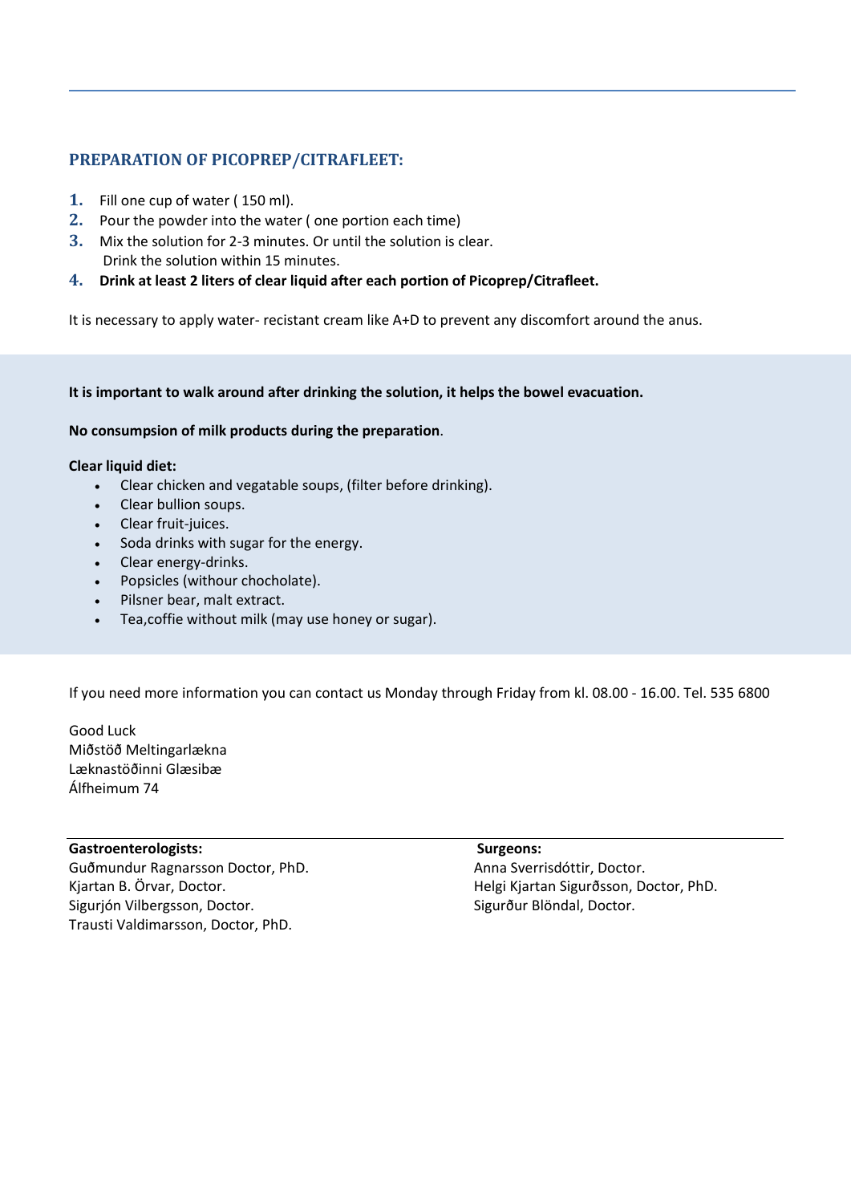## PREPARATION OF PICOPREP/CITRAFLEET:

1. Fill one cup of water ( 150 ml).
2. Pour the powder into the water ( one portion each time)
3. Mix the solution for 2-3 minutes. Or until the solution is clear.
   Drink the solution within 15 minutes.
4. **Drink at least 2 liters of clear liquid after each portion of Picoprep/Citrafleet.**

It is necessary to apply water- recistant cream like A+D to prevent any discomfort around the anus.

**It is important to walk around after drinking the solution, it helps the bowel evacuation.**

**No consumpsion of milk products during the preparation**.

**Clear liquid diet:**

- Clear chicken and vegatable soups, (filter before drinking).
- Clear bullion soups.
- Clear fruit-juices.
- Soda drinks with sugar for the energy.
- Clear energy-drinks.
- Popsicles (withour chocholate).
- Pilsner bear, malt extract.
- Tea,coffie without milk (may use honey or sugar).

If you need more information you can contact us Monday through Friday from kl. 08.00 - 16.00. Tel. 535 6800

Good Luck
Miðstöð Meltingarlækna
Læknastöðinni Glæsibæ
Álfheimum 74

**Gastroenterologists:**
Guðmundur Ragnarsson Doctor, PhD.
Kjartan B. Örvar, Doctor.
Sigurjón Vilbergsson, Doctor.
Trausti Valdimarsson, Doctor, PhD.

**Surgeons:**
Anna Sverrisdóttir, Doctor.
Helgi Kjartan Sigurðsson, Doctor, PhD.
Sigurður Blöndal, Doctor.